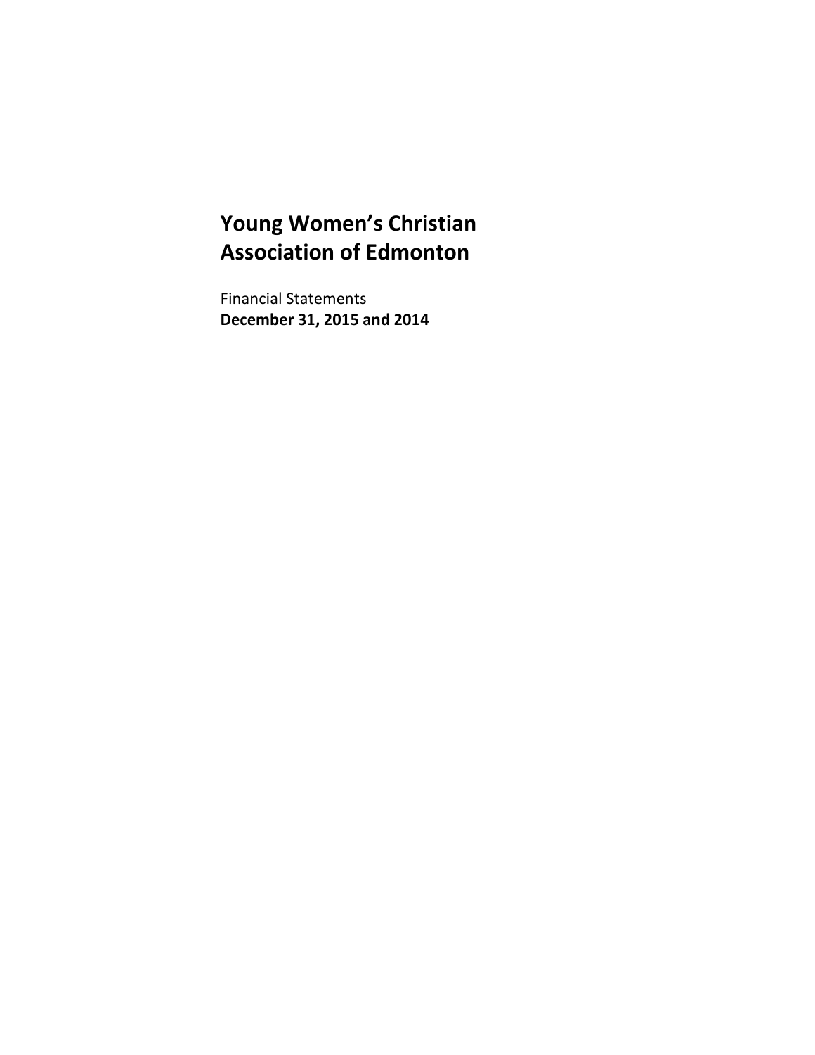# Young Women's Christian Association of Edmonton

Financial Statements

**December 31, 2015 and 2014**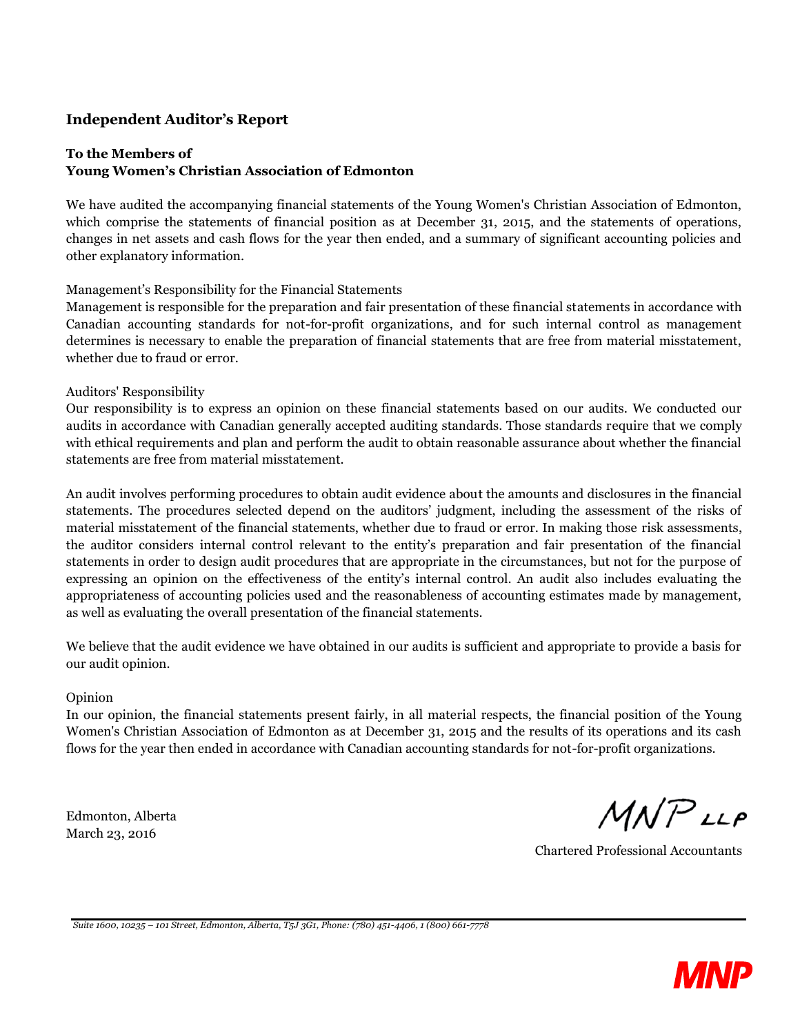## Independent Auditor's Report

**To the Members of**
**Young Women's Christian Association of Edmonton**

We have audited the accompanying financial statements of the Young Women's Christian Association of Edmonton, which comprise the statements of financial position as at December 31, 2015, and the statements of operations, changes in net assets and cash flows for the year then ended, and a summary of significant accounting policies and other explanatory information.

Management's Responsibility for the Financial Statements
Management is responsible for the preparation and fair presentation of these financial statements in accordance with Canadian accounting standards for not-for-profit organizations, and for such internal control as management determines is necessary to enable the preparation of financial statements that are free from material misstatement, whether due to fraud or error.

Auditors' Responsibility
Our responsibility is to express an opinion on these financial statements based on our audits. We conducted our audits in accordance with Canadian generally accepted auditing standards. Those standards require that we comply with ethical requirements and plan and perform the audit to obtain reasonable assurance about whether the financial statements are free from material misstatement.

An audit involves performing procedures to obtain audit evidence about the amounts and disclosures in the financial statements. The procedures selected depend on the auditors' judgment, including the assessment of the risks of material misstatement of the financial statements, whether due to fraud or error. In making those risk assessments, the auditor considers internal control relevant to the entity's preparation and fair presentation of the financial statements in order to design audit procedures that are appropriate in the circumstances, but not for the purpose of expressing an opinion on the effectiveness of the entity's internal control. An audit also includes evaluating the appropriateness of accounting policies used and the reasonableness of accounting estimates made by management, as well as evaluating the overall presentation of the financial statements.

We believe that the audit evidence we have obtained in our audits is sufficient and appropriate to provide a basis for our audit opinion.

Opinion
In our opinion, the financial statements present fairly, in all material respects, the financial position of the Young Women's Christian Association of Edmonton as at December 31, 2015 and the results of its operations and its cash flows for the year then ended in accordance with Canadian accounting standards for not-for-profit organizations.

Edmonton, Alberta
March 23, 2016

MNP LLP

Chartered Professional Accountants

*Suite 1600, 10235 – 101 Street, Edmonton, Alberta, T5J 3G1, Phone: (780) 451-4406, 1 (800) 661-7778*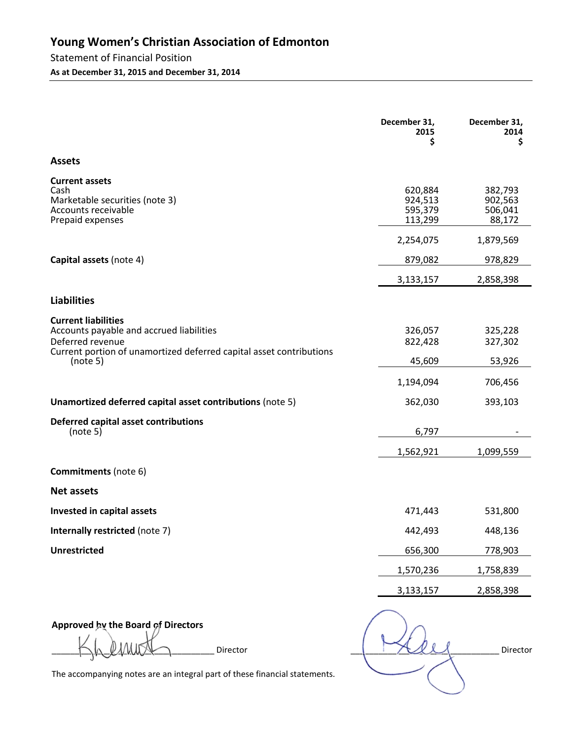# Young Women's Christian Association of Edmonton

Statement of Financial Position

**As at December 31, 2015 and December 31, 2014**

| | December 31, 2015 $ | December 31, 2014 $ |
|---|---|---|
| **Assets** | | |
| **Current assets** | | |
| Cash | 620,884 | 382,793 |
| Marketable securities (note 3) | 924,513 | 902,563 |
| Accounts receivable | 595,379 | 506,041 |
| Prepaid expenses | 113,299 | 88,172 |
| | 2,254,075 | 1,879,569 |
| **Capital assets** (note 4) | 879,082 | 978,829 |
| | 3,133,157 | 2,858,398 |
| **Liabilities** | | |
| **Current liabilities** | | |
| Accounts payable and accrued liabilities | 326,057 | 325,228 |
| Deferred revenue | 822,428 | 327,302 |
| Current portion of unamortized deferred capital asset contributions (note 5) | 45,609 | 53,926 |
| | 1,194,094 | 706,456 |
| **Unamortized deferred capital asset contributions** (note 5) | 362,030 | 393,103 |
| **Deferred capital asset contributions** (note 5) | 6,797 | - |
| | 1,562,921 | 1,099,559 |
| **Commitments** (note 6) | | |
| **Net assets** | | |
| **Invested in capital assets** | 471,443 | 531,800 |
| **Internally restricted** (note 7) | 442,493 | 448,136 |
| **Unrestricted** | 656,300 | 778,903 |
| | 1,570,236 | 1,758,839 |
| | 3,133,157 | 2,858,398 |

**Approved by the Board of Directors**

_______________________ Director          _______________________ Director

The accompanying notes are an integral part of these financial statements.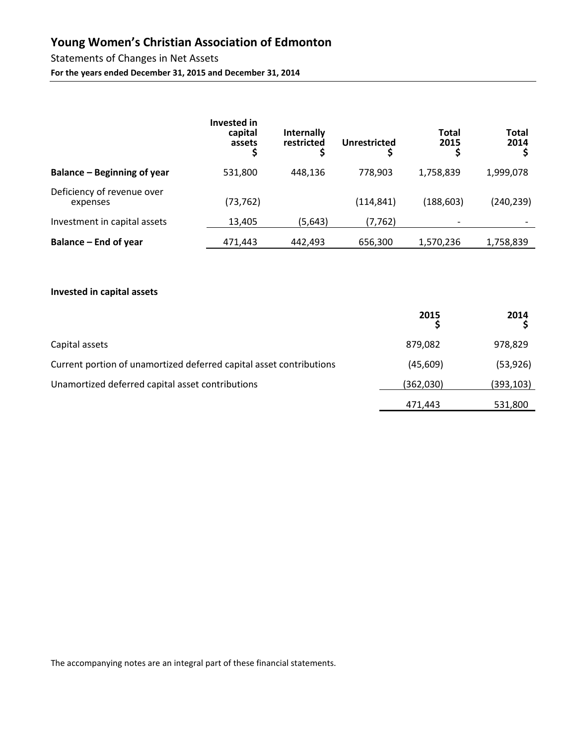# Young Women's Christian Association of Edmonton

Statements of Changes in Net Assets

**For the years ended December 31, 2015 and December 31, 2014**

| | Invested in capital assets $ | Internally restricted $ | Unrestricted $ | Total 2015 $ | Total 2014 $ |
|---|---|---|---|---|---|
| **Balance – Beginning of year** | 531,800 | 448,136 | 778,903 | 1,758,839 | 1,999,078 |
| Deficiency of revenue over expenses | (73,762) | | (114,841) | (188,603) | (240,239) |
| Investment in capital assets | 13,405 | (5,643) | (7,762) | - | - |
| **Balance – End of year** | 471,443 | 442,493 | 656,300 | 1,570,236 | 1,758,839 |

**Invested in capital assets**

| | 2015 $ | 2014 $ |
|---|---|---|
| Capital assets | 879,082 | 978,829 |
| Current portion of unamortized deferred capital asset contributions | (45,609) | (53,926) |
| Unamortized deferred capital asset contributions | (362,030) | (393,103) |
| | 471,443 | 531,800 |

The accompanying notes are an integral part of these financial statements.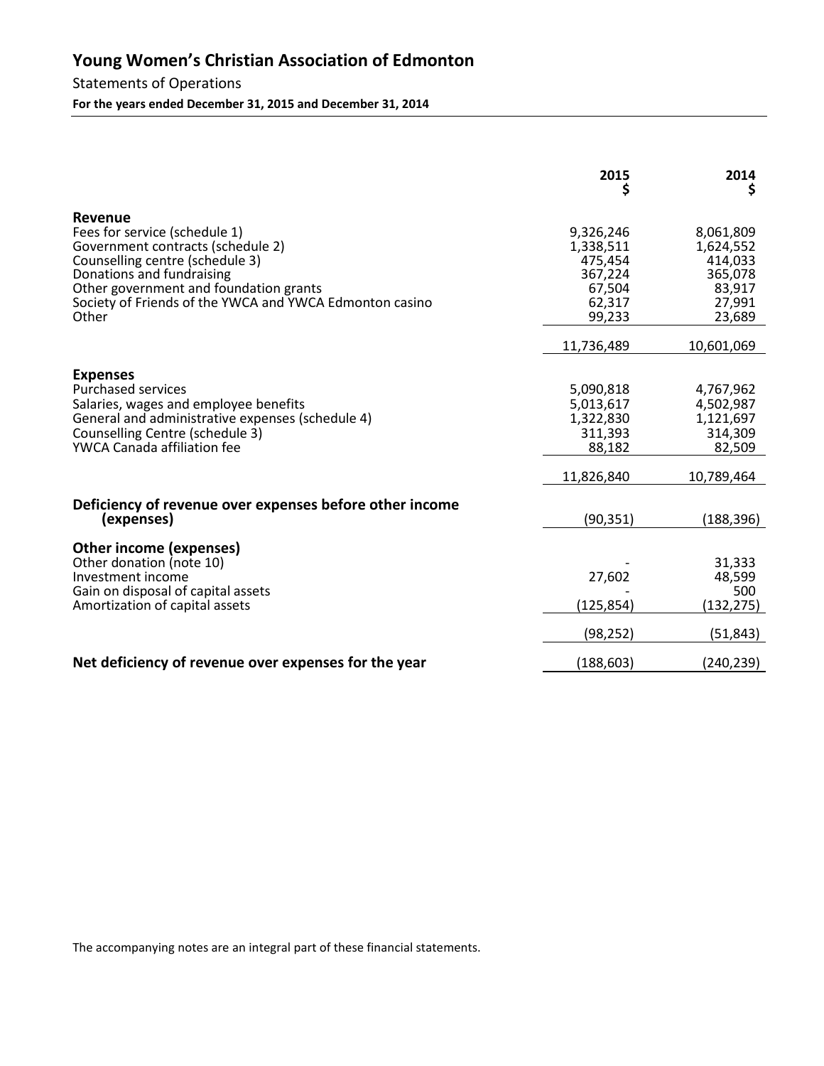# Young Women's Christian Association of Edmonton

Statements of Operations

**For the years ended December 31, 2015 and December 31, 2014**

| | 2015<br>$ | 2014<br>$ |
|---|---:|---:|
| **Revenue** | | |
| Fees for service (schedule 1) | 9,326,246 | 8,061,809 |
| Government contracts (schedule 2) | 1,338,511 | 1,624,552 |
| Counselling centre (schedule 3) | 475,454 | 414,033 |
| Donations and fundraising | 367,224 | 365,078 |
| Other government and foundation grants | 67,504 | 83,917 |
| Society of Friends of the YWCA and YWCA Edmonton casino | 62,317 | 27,991 |
| Other | 99,233 | 23,689 |
| | 11,736,489 | 10,601,069 |
| **Expenses** | | |
| Purchased services | 5,090,818 | 4,767,962 |
| Salaries, wages and employee benefits | 5,013,617 | 4,502,987 |
| General and administrative expenses (schedule 4) | 1,322,830 | 1,121,697 |
| Counselling Centre (schedule 3) | 311,393 | 314,309 |
| YWCA Canada affiliation fee | 88,182 | 82,509 |
| | 11,826,840 | 10,789,464 |
| **Deficiency of revenue over expenses before other income (expenses)** | (90,351) | (188,396) |
| **Other income (expenses)** | | |
| Other donation (note 10) | - | 31,333 |
| Investment income | 27,602 | 48,599 |
| Gain on disposal of capital assets | - | 500 |
| Amortization of capital assets | (125,854) | (132,275) |
| | (98,252) | (51,843) |
| **Net deficiency of revenue over expenses for the year** | (188,603) | (240,239) |

The accompanying notes are an integral part of these financial statements.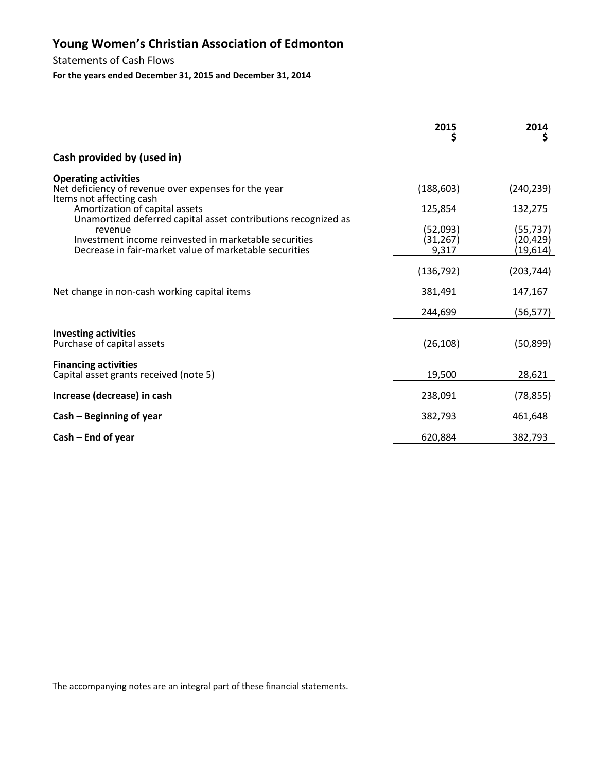# Young Women's Christian Association of Edmonton

Statements of Cash Flows

**For the years ended December 31, 2015 and December 31, 2014**

| | 2015 $ | 2014 $ |
|---|---|---|
| **Cash provided by (used in)** | | |
| **Operating activities** | | |
| Net deficiency of revenue over expenses for the year | (188,603) | (240,239) |
| Items not affecting cash | | |
| Amortization of capital assets | 125,854 | 132,275 |
| Unamortized deferred capital asset contributions recognized as revenue | (52,093) | (55,737) |
| Investment income reinvested in marketable securities | (31,267) | (20,429) |
| Decrease in fair-market value of marketable securities | 9,317 | (19,614) |
| | (136,792) | (203,744) |
| Net change in non-cash working capital items | 381,491 | 147,167 |
| | 244,699 | (56,577) |
| **Investing activities** | | |
| Purchase of capital assets | (26,108) | (50,899) |
| **Financing activities** | | |
| Capital asset grants received (note 5) | 19,500 | 28,621 |
| **Increase (decrease) in cash** | 238,091 | (78,855) |
| **Cash – Beginning of year** | 382,793 | 461,648 |
| **Cash – End of year** | 620,884 | 382,793 |

The accompanying notes are an integral part of these financial statements.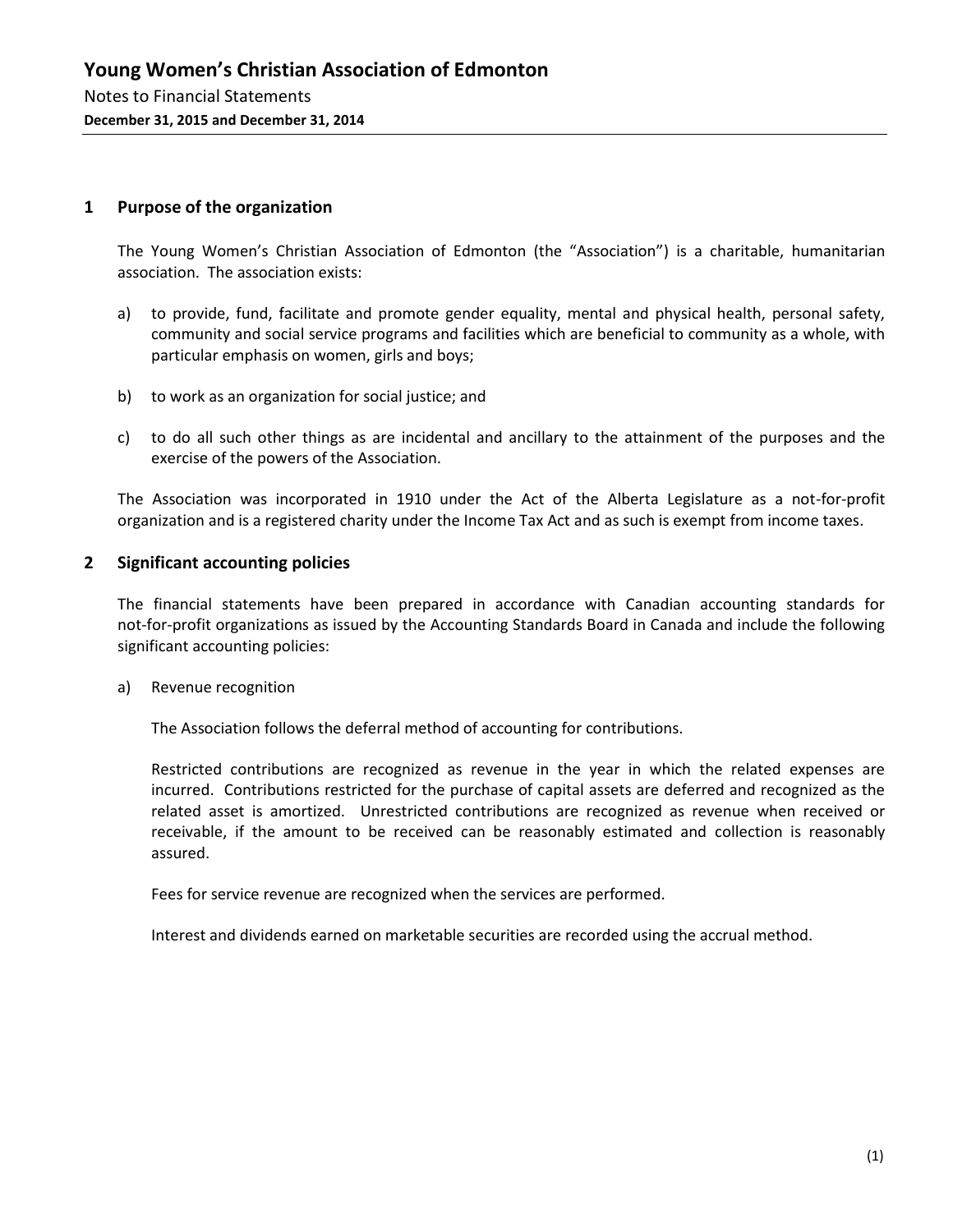# Young Women's Christian Association of Edmonton

Notes to Financial Statements

**December 31, 2015 and December 31, 2014**

## 1 Purpose of the organization

The Young Women's Christian Association of Edmonton (the "Association") is a charitable, humanitarian association. The association exists:

a) to provide, fund, facilitate and promote gender equality, mental and physical health, personal safety, community and social service programs and facilities which are beneficial to community as a whole, with particular emphasis on women, girls and boys;

b) to work as an organization for social justice; and

c) to do all such other things as are incidental and ancillary to the attainment of the purposes and the exercise of the powers of the Association.

The Association was incorporated in 1910 under the Act of the Alberta Legislature as a not-for-profit organization and is a registered charity under the Income Tax Act and as such is exempt from income taxes.

## 2 Significant accounting policies

The financial statements have been prepared in accordance with Canadian accounting standards for not-for-profit organizations as issued by the Accounting Standards Board in Canada and include the following significant accounting policies:

a) Revenue recognition

The Association follows the deferral method of accounting for contributions.

Restricted contributions are recognized as revenue in the year in which the related expenses are incurred. Contributions restricted for the purchase of capital assets are deferred and recognized as the related asset is amortized. Unrestricted contributions are recognized as revenue when received or receivable, if the amount to be received can be reasonably estimated and collection is reasonably assured.

Fees for service revenue are recognized when the services are performed.

Interest and dividends earned on marketable securities are recorded using the accrual method.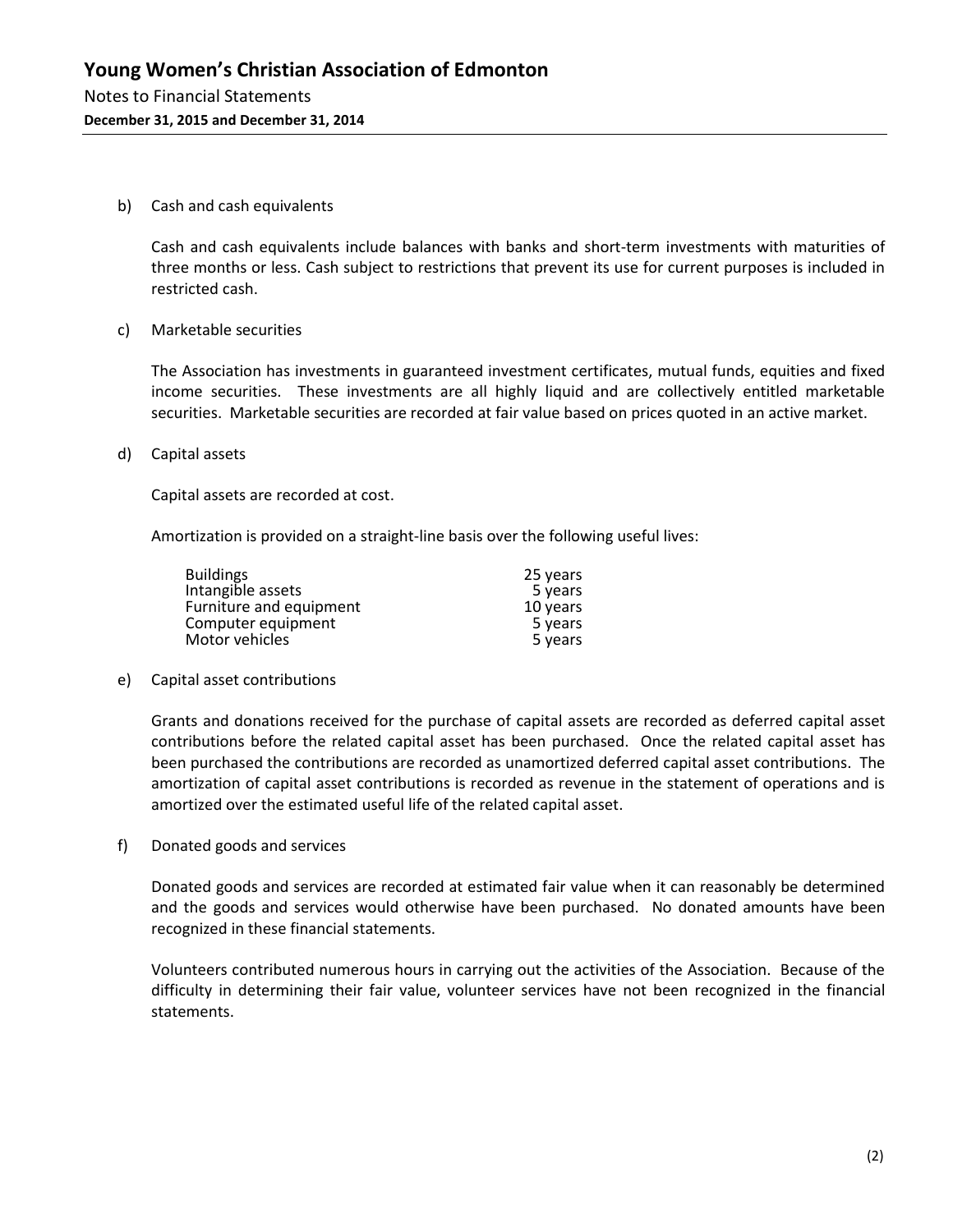b) Cash and cash equivalents

Cash and cash equivalents include balances with banks and short-term investments with maturities of three months or less. Cash subject to restrictions that prevent its use for current purposes is included in restricted cash.

c) Marketable securities

The Association has investments in guaranteed investment certificates, mutual funds, equities and fixed income securities. These investments are all highly liquid and are collectively entitled marketable securities. Marketable securities are recorded at fair value based on prices quoted in an active market.

d) Capital assets

Capital assets are recorded at cost.

Amortization is provided on a straight-line basis over the following useful lives:

| | |
|---|---|
| Buildings | 25 years |
| Intangible assets | 5 years |
| Furniture and equipment | 10 years |
| Computer equipment | 5 years |
| Motor vehicles | 5 years |

e) Capital asset contributions

Grants and donations received for the purchase of capital assets are recorded as deferred capital asset contributions before the related capital asset has been purchased. Once the related capital asset has been purchased the contributions are recorded as unamortized deferred capital asset contributions. The amortization of capital asset contributions is recorded as revenue in the statement of operations and is amortized over the estimated useful life of the related capital asset.

f) Donated goods and services

Donated goods and services are recorded at estimated fair value when it can reasonably be determined and the goods and services would otherwise have been purchased. No donated amounts have been recognized in these financial statements.

Volunteers contributed numerous hours in carrying out the activities of the Association. Because of the difficulty in determining their fair value, volunteer services have not been recognized in the financial statements.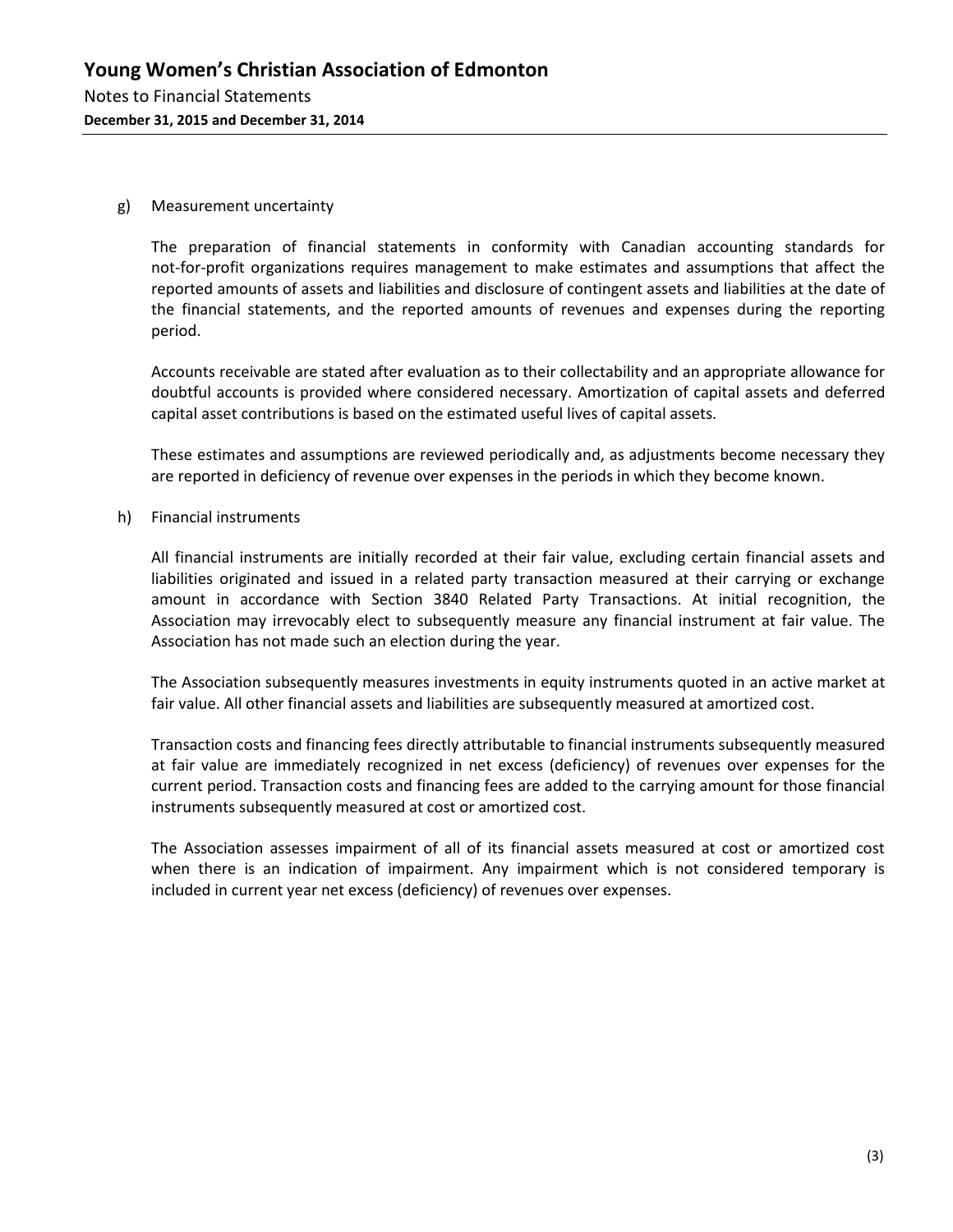g) Measurement uncertainty

The preparation of financial statements in conformity with Canadian accounting standards for not-for-profit organizations requires management to make estimates and assumptions that affect the reported amounts of assets and liabilities and disclosure of contingent assets and liabilities at the date of the financial statements, and the reported amounts of revenues and expenses during the reporting period.

Accounts receivable are stated after evaluation as to their collectability and an appropriate allowance for doubtful accounts is provided where considered necessary. Amortization of capital assets and deferred capital asset contributions is based on the estimated useful lives of capital assets.

These estimates and assumptions are reviewed periodically and, as adjustments become necessary they are reported in deficiency of revenue over expenses in the periods in which they become known.

h) Financial instruments

All financial instruments are initially recorded at their fair value, excluding certain financial assets and liabilities originated and issued in a related party transaction measured at their carrying or exchange amount in accordance with Section 3840 Related Party Transactions. At initial recognition, the Association may irrevocably elect to subsequently measure any financial instrument at fair value. The Association has not made such an election during the year.

The Association subsequently measures investments in equity instruments quoted in an active market at fair value. All other financial assets and liabilities are subsequently measured at amortized cost.

Transaction costs and financing fees directly attributable to financial instruments subsequently measured at fair value are immediately recognized in net excess (deficiency) of revenues over expenses for the current period. Transaction costs and financing fees are added to the carrying amount for those financial instruments subsequently measured at cost or amortized cost.

The Association assesses impairment of all of its financial assets measured at cost or amortized cost when there is an indication of impairment. Any impairment which is not considered temporary is included in current year net excess (deficiency) of revenues over expenses.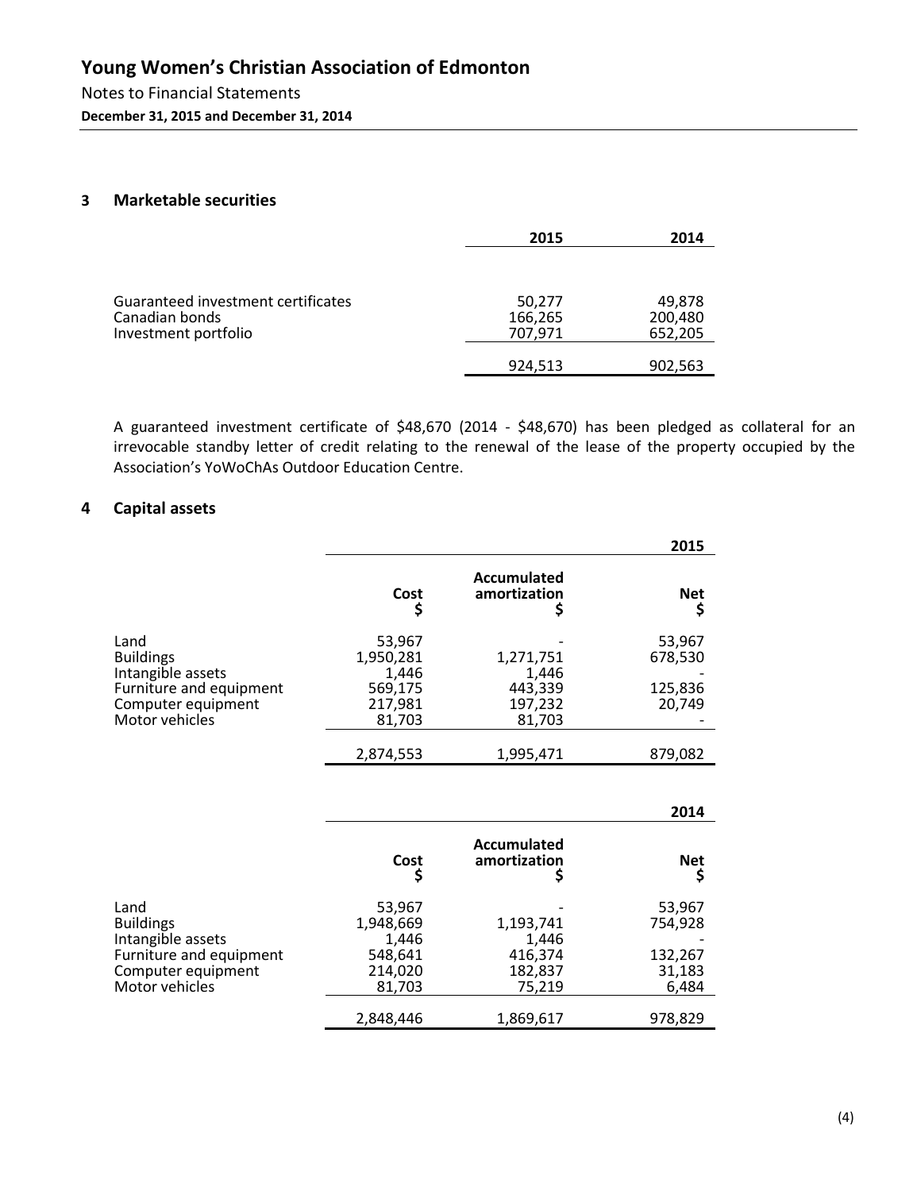## 3 Marketable securities

| | 2015 | 2014 |
|---|---|---|
| Guaranteed investment certificates | 50,277 | 49,878 |
| Canadian bonds | 166,265 | 200,480 |
| Investment portfolio | 707,971 | 652,205 |
| | 924,513 | 902,563 |

A guaranteed investment certificate of $48,670 (2014 - $48,670) has been pledged as collateral for an irrevocable standby letter of credit relating to the renewal of the lease of the property occupied by the Association's YoWoChAs Outdoor Education Centre.

## 4 Capital assets

| | | | 2015 |
|---|---|---|---|
| | Cost $ | Accumulated amortization $ | Net $ |
| Land | 53,967 | - | 53,967 |
| Buildings | 1,950,281 | 1,271,751 | 678,530 |
| Intangible assets | 1,446 | 1,446 | - |
| Furniture and equipment | 569,175 | 443,339 | 125,836 |
| Computer equipment | 217,981 | 197,232 | 20,749 |
| Motor vehicles | 81,703 | 81,703 | - |
| | 2,874,553 | 1,995,471 | 879,082 |

| | | | 2014 |
|---|---|---|---|
| | Cost $ | Accumulated amortization $ | Net $ |
| Land | 53,967 | - | 53,967 |
| Buildings | 1,948,669 | 1,193,741 | 754,928 |
| Intangible assets | 1,446 | 1,446 | - |
| Furniture and equipment | 548,641 | 416,374 | 132,267 |
| Computer equipment | 214,020 | 182,837 | 31,183 |
| Motor vehicles | 81,703 | 75,219 | 6,484 |
| | 2,848,446 | 1,869,617 | 978,829 |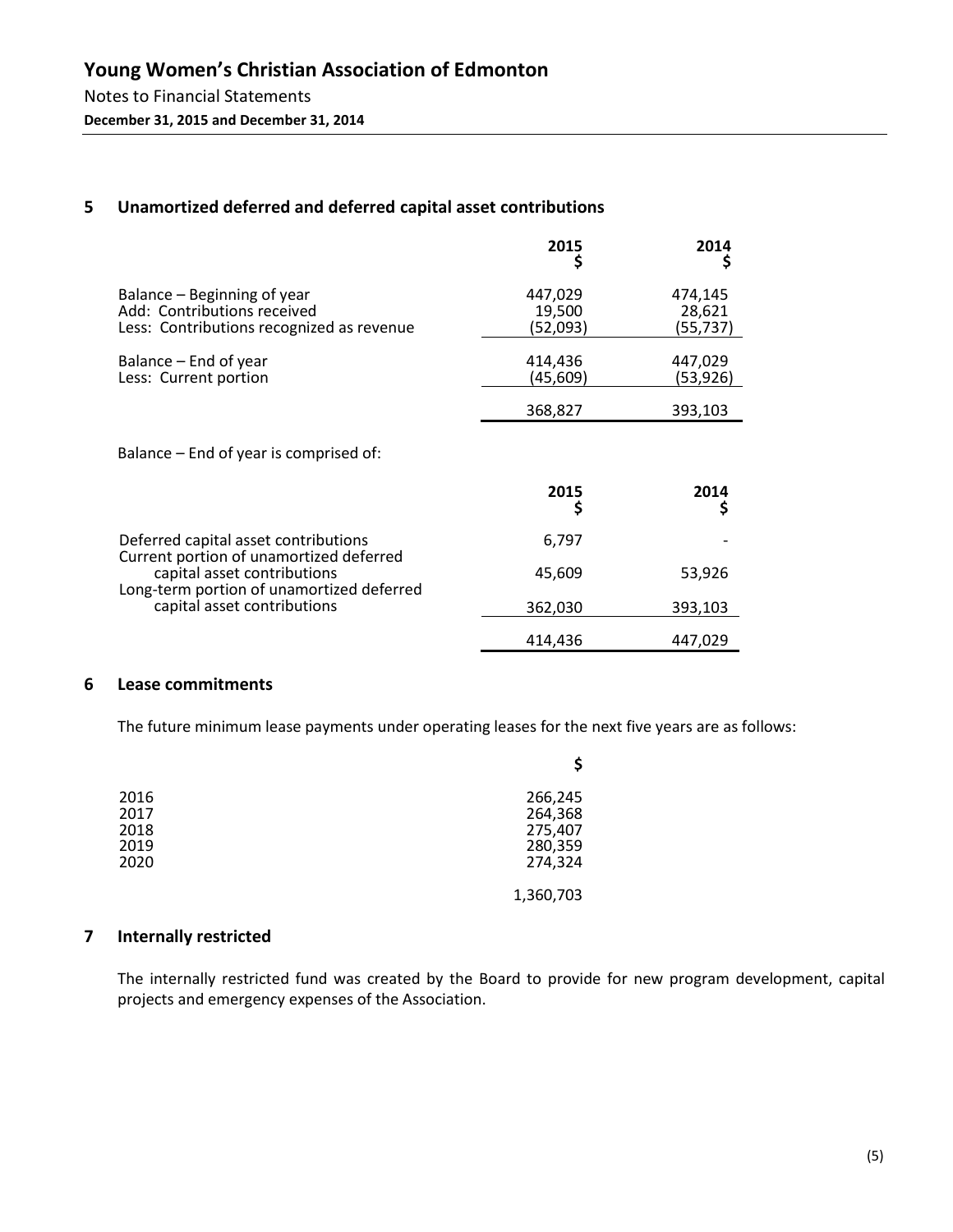# Young Women's Christian Association of Edmonton

Notes to Financial Statements

**December 31, 2015 and December 31, 2014**

## 5 Unamortized deferred and deferred capital asset contributions

| | 2015 $ | 2014 $ |
|---|---|---|
| Balance – Beginning of year | 447,029 | 474,145 |
| Add: Contributions received | 19,500 | 28,621 |
| Less: Contributions recognized as revenue | (52,093) | (55,737) |
| Balance – End of year | 414,436 | 447,029 |
| Less: Current portion | (45,609) | (53,926) |
| | 368,827 | 393,103 |

Balance – End of year is comprised of:

| | 2015 $ | 2014 $ |
|---|---|---|
| Deferred capital asset contributions | 6,797 | - |
| Current portion of unamortized deferred capital asset contributions | 45,609 | 53,926 |
| Long-term portion of unamortized deferred capital asset contributions | 362,030 | 393,103 |
| | 414,436 | 447,029 |

## 6 Lease commitments

The future minimum lease payments under operating leases for the next five years are as follows:

| | $ |
|---|---|
| 2016 | 266,245 |
| 2017 | 264,368 |
| 2018 | 275,407 |
| 2019 | 280,359 |
| 2020 | 274,324 |
| | 1,360,703 |

## 7 Internally restricted

The internally restricted fund was created by the Board to provide for new program development, capital projects and emergency expenses of the Association.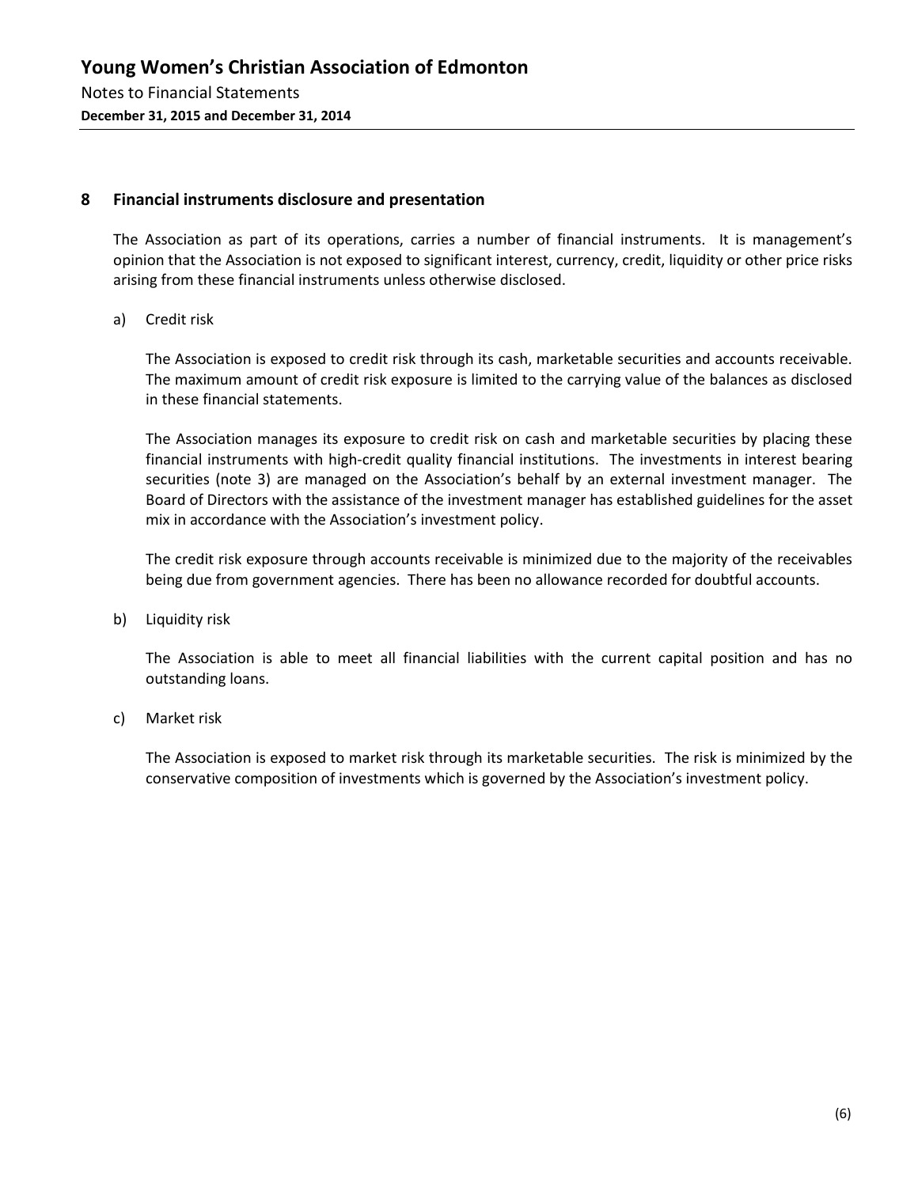## 8 Financial instruments disclosure and presentation

The Association as part of its operations, carries a number of financial instruments. It is management's opinion that the Association is not exposed to significant interest, currency, credit, liquidity or other price risks arising from these financial instruments unless otherwise disclosed.

a) Credit risk

The Association is exposed to credit risk through its cash, marketable securities and accounts receivable. The maximum amount of credit risk exposure is limited to the carrying value of the balances as disclosed in these financial statements.

The Association manages its exposure to credit risk on cash and marketable securities by placing these financial instruments with high-credit quality financial institutions. The investments in interest bearing securities (note 3) are managed on the Association's behalf by an external investment manager. The Board of Directors with the assistance of the investment manager has established guidelines for the asset mix in accordance with the Association's investment policy.

The credit risk exposure through accounts receivable is minimized due to the majority of the receivables being due from government agencies. There has been no allowance recorded for doubtful accounts.

b) Liquidity risk

The Association is able to meet all financial liabilities with the current capital position and has no outstanding loans.

c) Market risk

The Association is exposed to market risk through its marketable securities. The risk is minimized by the conservative composition of investments which is governed by the Association's investment policy.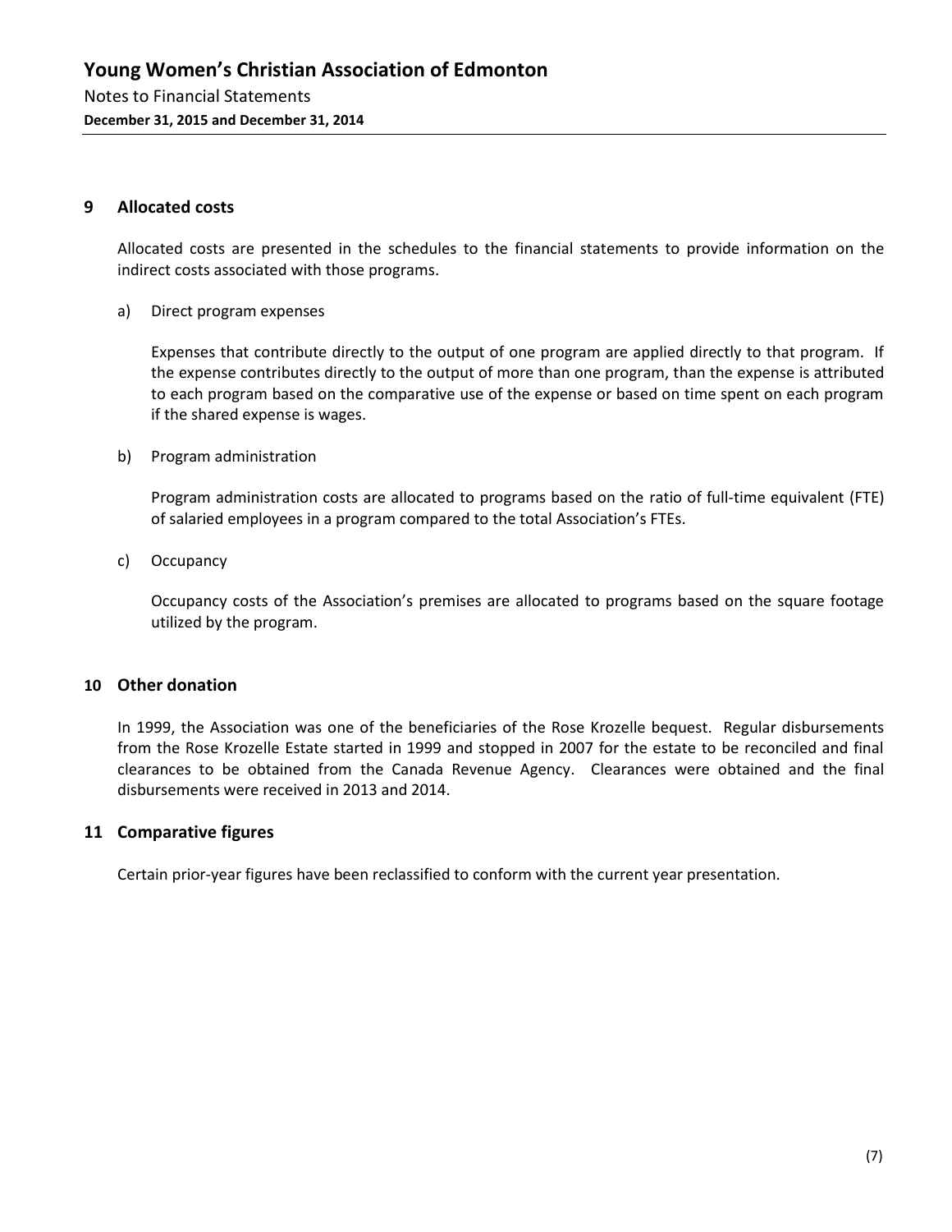## 9 Allocated costs

Allocated costs are presented in the schedules to the financial statements to provide information on the indirect costs associated with those programs.

a) Direct program expenses

Expenses that contribute directly to the output of one program are applied directly to that program. If the expense contributes directly to the output of more than one program, than the expense is attributed to each program based on the comparative use of the expense or based on time spent on each program if the shared expense is wages.

b) Program administration

Program administration costs are allocated to programs based on the ratio of full-time equivalent (FTE) of salaried employees in a program compared to the total Association's FTEs.

c) Occupancy

Occupancy costs of the Association's premises are allocated to programs based on the square footage utilized by the program.

## 10 Other donation

In 1999, the Association was one of the beneficiaries of the Rose Krozelle bequest. Regular disbursements from the Rose Krozelle Estate started in 1999 and stopped in 2007 for the estate to be reconciled and final clearances to be obtained from the Canada Revenue Agency. Clearances were obtained and the final disbursements were received in 2013 and 2014.

## 11 Comparative figures

Certain prior-year figures have been reclassified to conform with the current year presentation.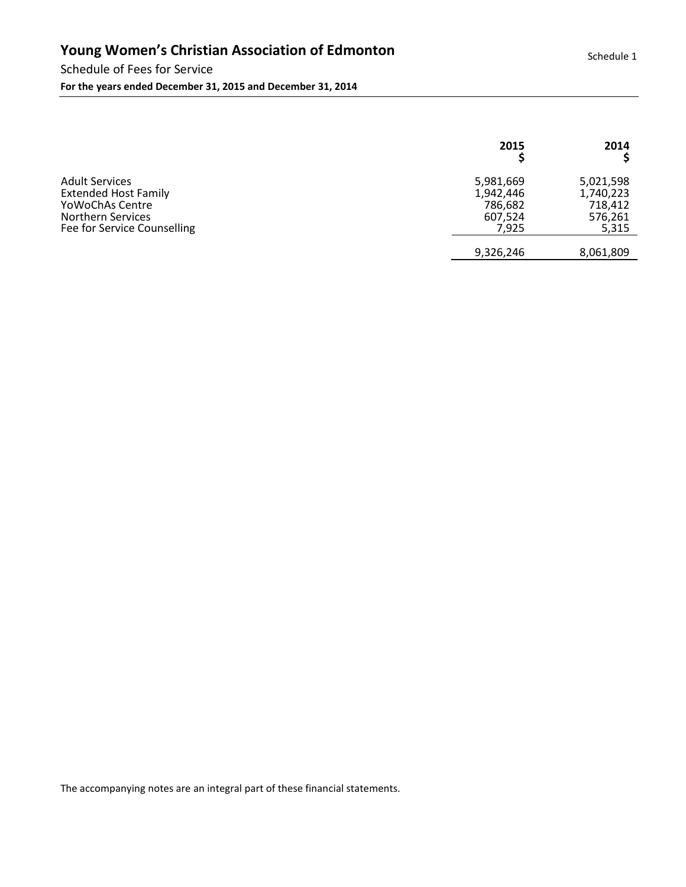# Young Women's Christian Association of Edmonton

Schedule 1

Schedule of Fees for Service

**For the years ended December 31, 2015 and December 31, 2014**

| | **2015** **$** | **2014** **$** |
|---|---|---|
| Adult Services | 5,981,669 | 5,021,598 |
| Extended Host Family | 1,942,446 | 1,740,223 |
| YoWoChAs Centre | 786,682 | 718,412 |
| Northern Services | 607,524 | 576,261 |
| Fee for Service Counselling | 7,925 | 5,315 |
| | 9,326,246 | 8,061,809 |

The accompanying notes are an integral part of these financial statements.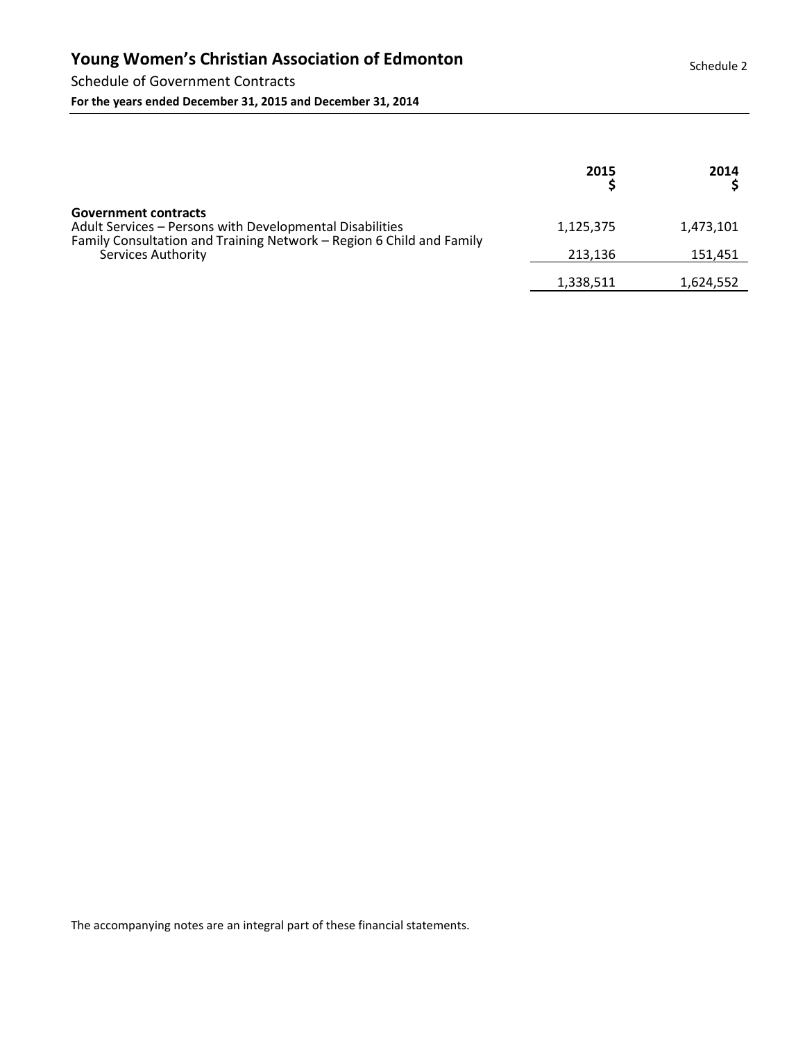# Young Women's Christian Association of Edmonton

Schedule 2

Schedule of Government Contracts

**For the years ended December 31, 2015 and December 31, 2014**

| | 2015 $ | 2014 $ |
|---|---|---|
| **Government contracts** | | |
| Adult Services – Persons with Developmental Disabilities | 1,125,375 | 1,473,101 |
| Family Consultation and Training Network – Region 6 Child and Family Services Authority | 213,136 | 151,451 |
| | 1,338,511 | 1,624,552 |

The accompanying notes are an integral part of these financial statements.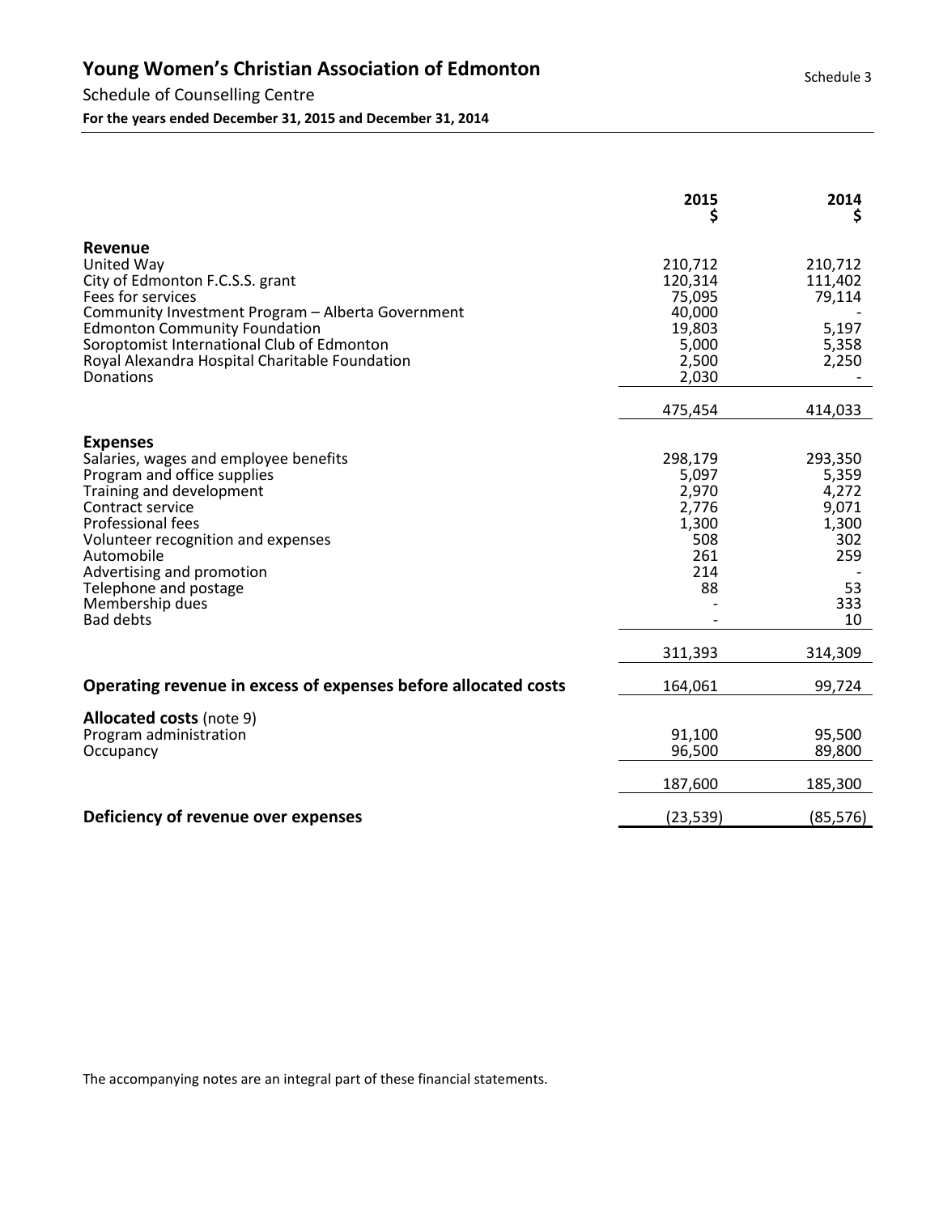# Young Women's Christian Association of Edmonton

Schedule of Counselling Centre

**For the years ended December 31, 2015 and December 31, 2014**

Schedule 3

| | 2015 $ | 2014 $ |
|---|---|---|
| **Revenue** | | |
| United Way | 210,712 | 210,712 |
| City of Edmonton F.C.S.S. grant | 120,314 | 111,402 |
| Fees for services | 75,095 | 79,114 |
| Community Investment Program – Alberta Government | 40,000 | - |
| Edmonton Community Foundation | 19,803 | 5,197 |
| Soroptomist International Club of Edmonton | 5,000 | 5,358 |
| Royal Alexandra Hospital Charitable Foundation | 2,500 | 2,250 |
| Donations | 2,030 | - |
| | 475,454 | 414,033 |
| **Expenses** | | |
| Salaries, wages and employee benefits | 298,179 | 293,350 |
| Program and office supplies | 5,097 | 5,359 |
| Training and development | 2,970 | 4,272 |
| Contract service | 2,776 | 9,071 |
| Professional fees | 1,300 | 1,300 |
| Volunteer recognition and expenses | 508 | 302 |
| Automobile | 261 | 259 |
| Advertising and promotion | 214 | - |
| Telephone and postage | 88 | 53 |
| Membership dues | - | 333 |
| Bad debts | - | 10 |
| | 311,393 | 314,309 |
| **Operating revenue in excess of expenses before allocated costs** | 164,061 | 99,724 |
| **Allocated costs** (note 9) | | |
| Program administration | 91,100 | 95,500 |
| Occupancy | 96,500 | 89,800 |
| | 187,600 | 185,300 |
| **Deficiency of revenue over expenses** | (23,539) | (85,576) |

The accompanying notes are an integral part of these financial statements.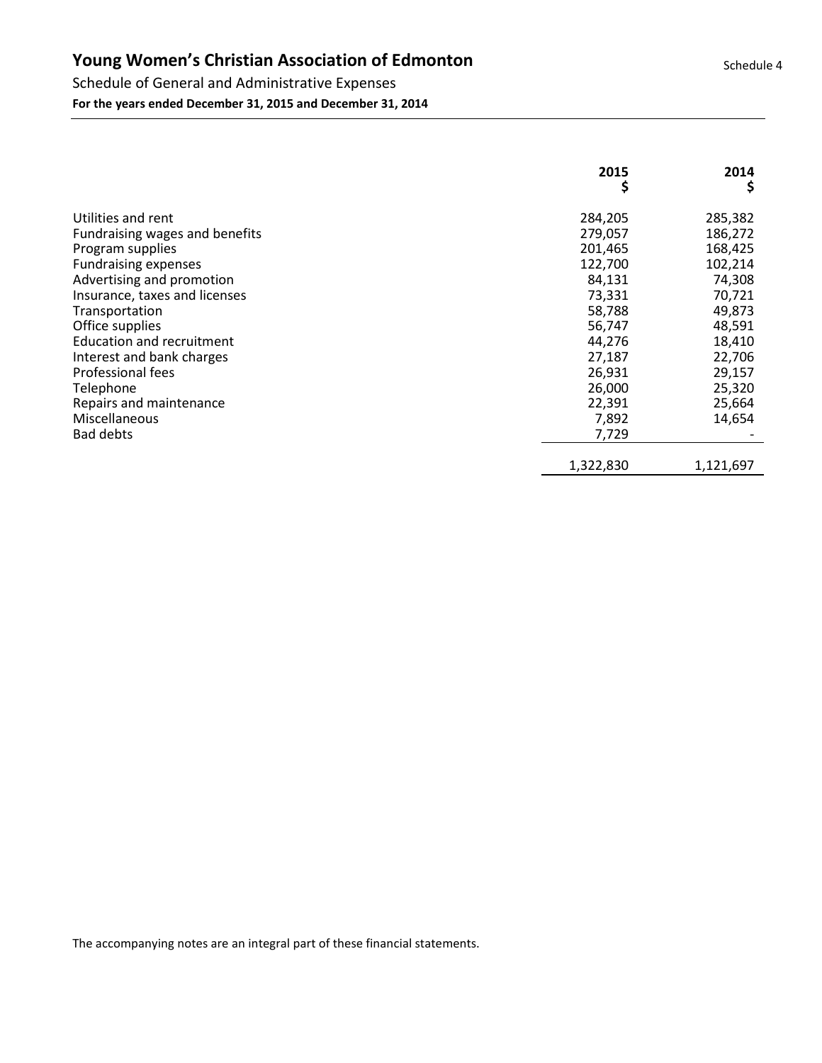# Young Women's Christian Association of Edmonton

Schedule 4

Schedule of General and Administrative Expenses

**For the years ended December 31, 2015 and December 31, 2014**

| | 2015<br>$ | 2014<br>$ |
|---|---|---|
| Utilities and rent | 284,205 | 285,382 |
| Fundraising wages and benefits | 279,057 | 186,272 |
| Program supplies | 201,465 | 168,425 |
| Fundraising expenses | 122,700 | 102,214 |
| Advertising and promotion | 84,131 | 74,308 |
| Insurance, taxes and licenses | 73,331 | 70,721 |
| Transportation | 58,788 | 49,873 |
| Office supplies | 56,747 | 48,591 |
| Education and recruitment | 44,276 | 18,410 |
| Interest and bank charges | 27,187 | 22,706 |
| Professional fees | 26,931 | 29,157 |
| Telephone | 26,000 | 25,320 |
| Repairs and maintenance | 22,391 | 25,664 |
| Miscellaneous | 7,892 | 14,654 |
| Bad debts | 7,729 | - |
| | 1,322,830 | 1,121,697 |

The accompanying notes are an integral part of these financial statements.